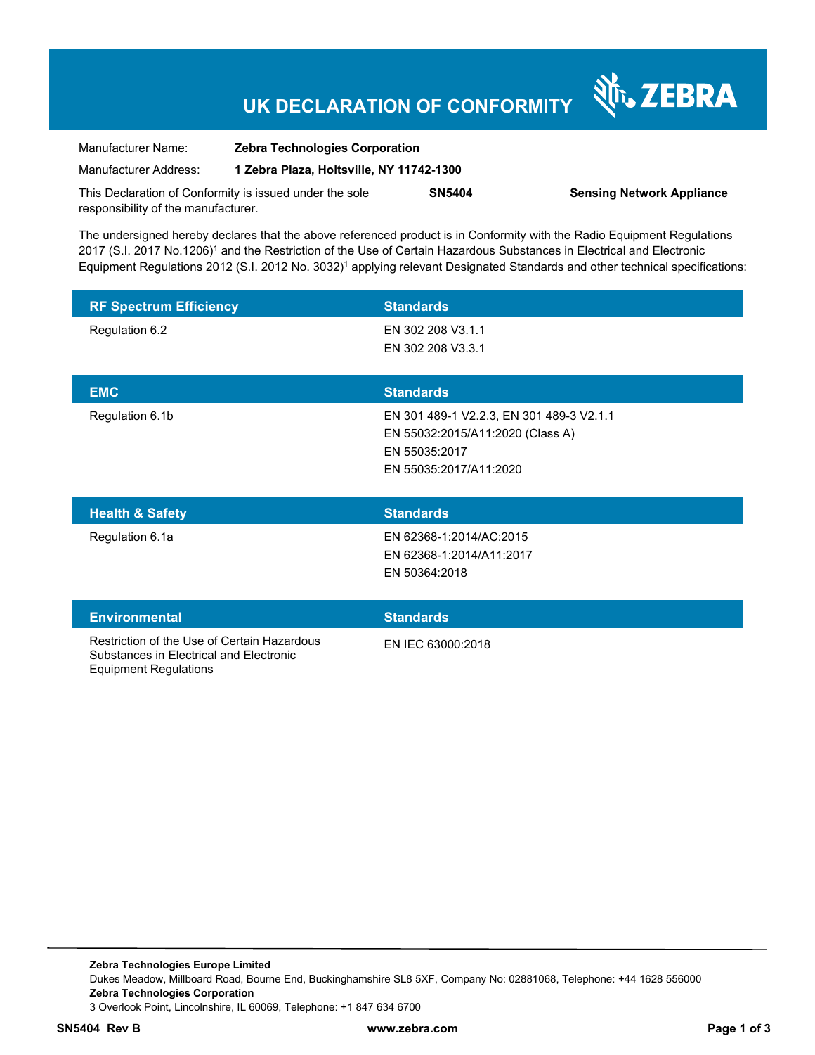# UK DECLARATION OF CONFORMITY

ZEBRA

| | |
|---|---|
| Manufacturer Name: | **Zebra Technologies Corporation** |
| Manufacturer Address: | **1 Zebra Plaza, Holtsville, NY 11742-1300** |

This Declaration of Conformity is issued under the sole responsibility of the manufacturer. **SN5404** **Sensing Network Appliance**

The undersigned hereby declares that the above referenced product is in Conformity with the Radio Equipment Regulations 2017 (S.I. 2017 No.1206)[1] and the Restriction of the Use of Certain Hazardous Substances in Electrical and Electronic Equipment Regulations 2012 (S.I. 2012 No. 3032)[1] applying relevant Designated Standards and other technical specifications:

| RF Spectrum Efficiency | Standards |
|---|---|
| Regulation 6.2 | EN 302 208 V3.1.1<br>EN 302 208 V3.3.1 |

| EMC | Standards |
|---|---|
| Regulation 6.1b | EN 301 489-1 V2.2.3, EN 301 489-3 V2.1.1<br>EN 55032:2015/A11:2020 (Class A)<br>EN 55035:2017<br>EN 55035:2017/A11:2020 |

| Health & Safety | Standards |
|---|---|
| Regulation 6.1a | EN 62368-1:2014/AC:2015<br>EN 62368-1:2014/A11:2017<br>EN 50364:2018 |

| Environmental | Standards |
|---|---|
| Restriction of the Use of Certain Hazardous Substances in Electrical and Electronic Equipment Regulations | EN IEC 63000:2018 |

**Zebra Technologies Europe Limited**
Dukes Meadow, Millboard Road, Bourne End, Buckinghamshire SL8 5XF, Company No: 02881068, Telephone: +44 1628 556000
**Zebra Technologies Corporation**
3 Overlook Point, Lincolnshire, IL 60069, Telephone: +1 847 634 6700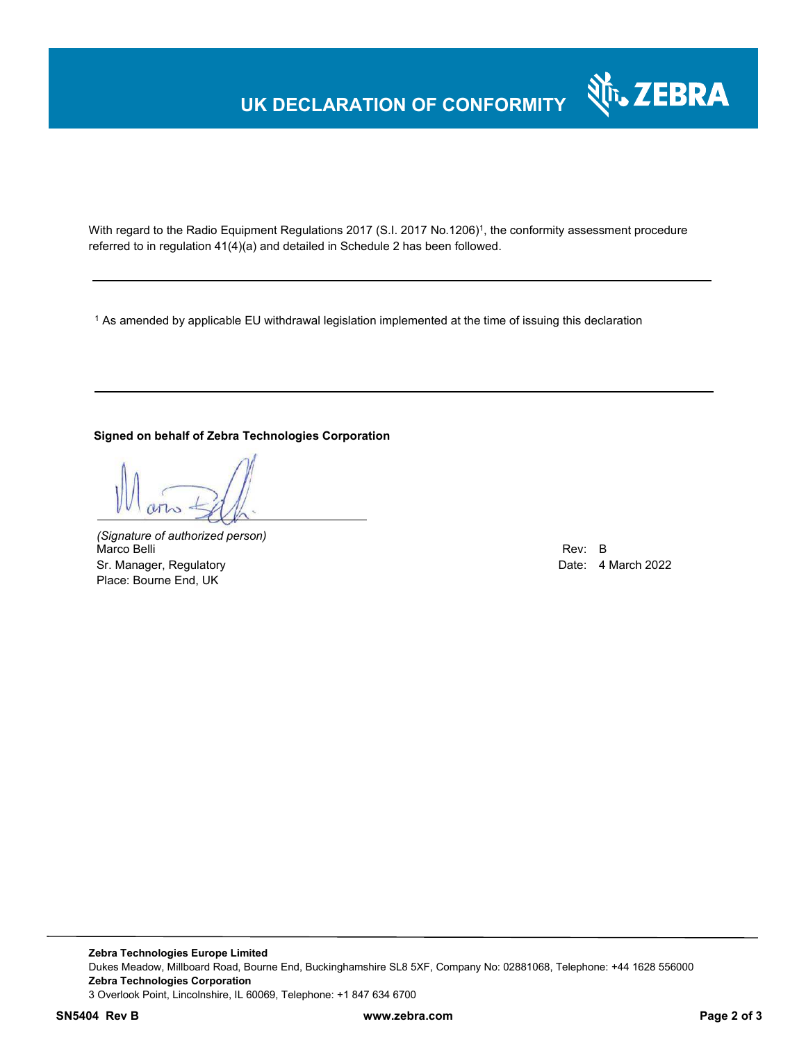# UK DECLARATION OF CONFORMITY

With regard to the Radio Equipment Regulations 2017 (S.I. 2017 No.1206)[1], the conformity assessment procedure referred to in regulation 41(4)(a) and detailed in Schedule 2 has been followed.

---

[1] As amended by applicable EU withdrawal legislation implemented at the time of issuing this declaration

---

**Signed on behalf of Zebra Technologies Corporation**

*(Signature of authorized person)*
Marco Belli
Sr. Manager, Regulatory
Place: Bourne End, UK

Rev: B
Date: 4 March 2022

**Zebra Technologies Europe Limited**
Dukes Meadow, Millboard Road, Bourne End, Buckinghamshire SL8 5XF, Company No: 02881068, Telephone: +44 1628 556000
**Zebra Technologies Corporation**
3 Overlook Point, Lincolnshire, IL 60069, Telephone: +1 847 634 6700

**SN5404 Rev B** **www.zebra.com**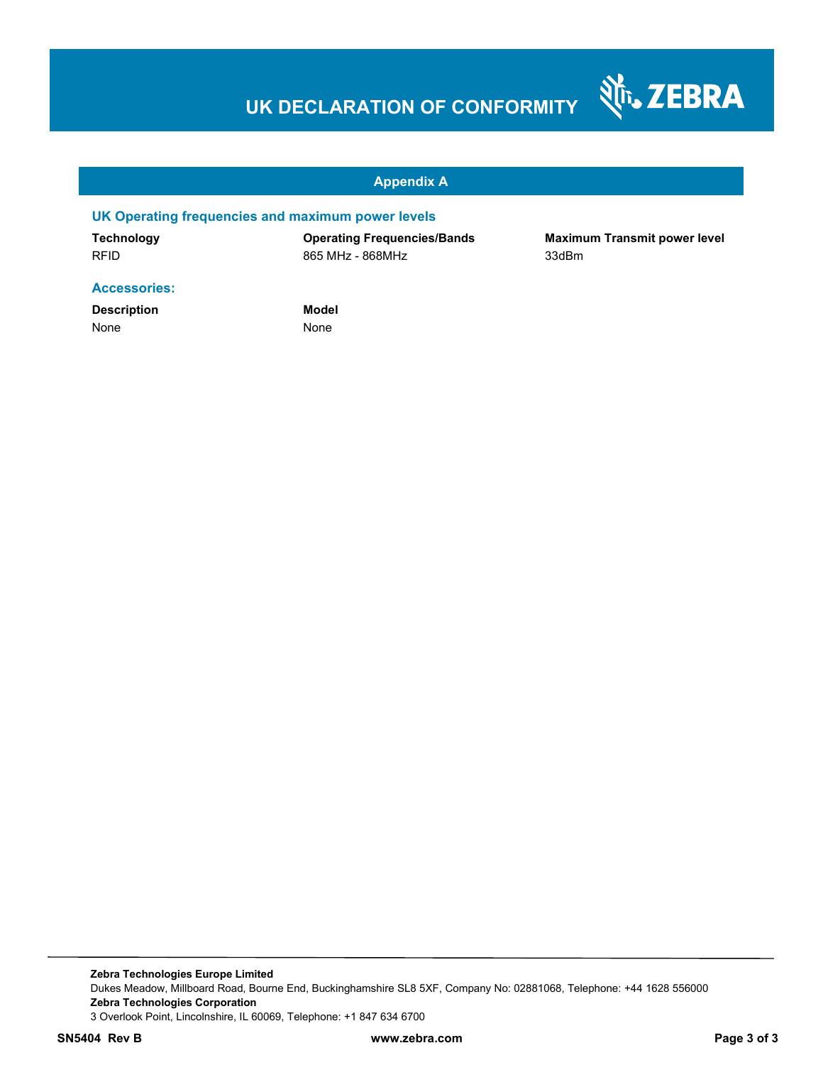# UK DECLARATION OF CONFORMITY

## Appendix A

### UK Operating frequencies and maximum power levels

| Technology | Operating Frequencies/Bands | Maximum Transmit power level |
|---|---|---|
| RFID | 865 MHz - 868MHz | 33dBm |

### Accessories:

| Description | Model |
|---|---|
| None | None |

**Zebra Technologies Europe Limited**
Dukes Meadow, Millboard Road, Bourne End, Buckinghamshire SL8 5XF, Company No: 02881068, Telephone: +44 1628 556000
**Zebra Technologies Corporation**
3 Overlook Point, Lincolnshire, IL 60069, Telephone: +1 847 634 6700

**SN5404 Rev B** **www.zebra.com**